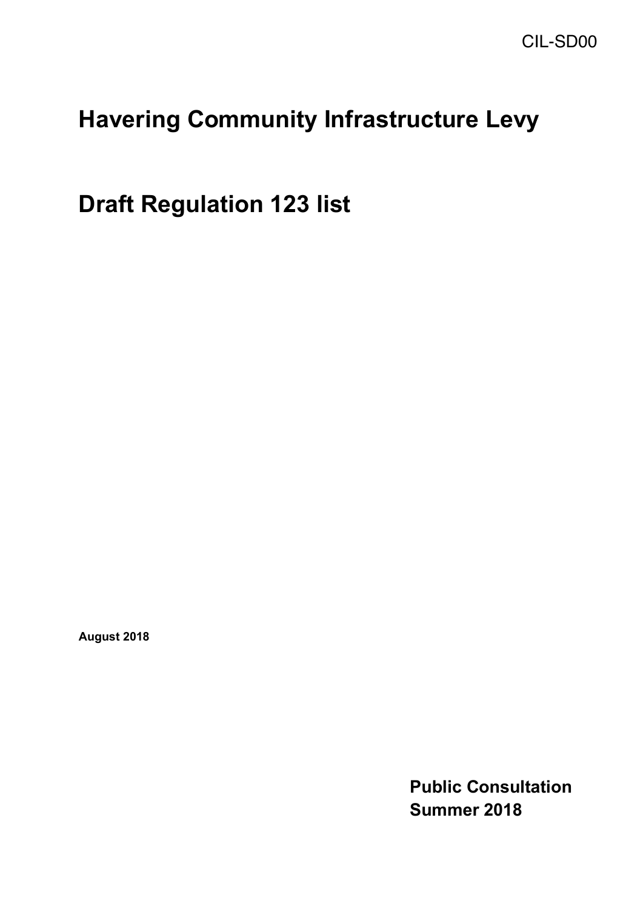CIL-SD00

# Havering Community Infrastructure Levy

# Draft Regulation 123 list

**August 2018**

**Public Consultation**
**Summer 2018**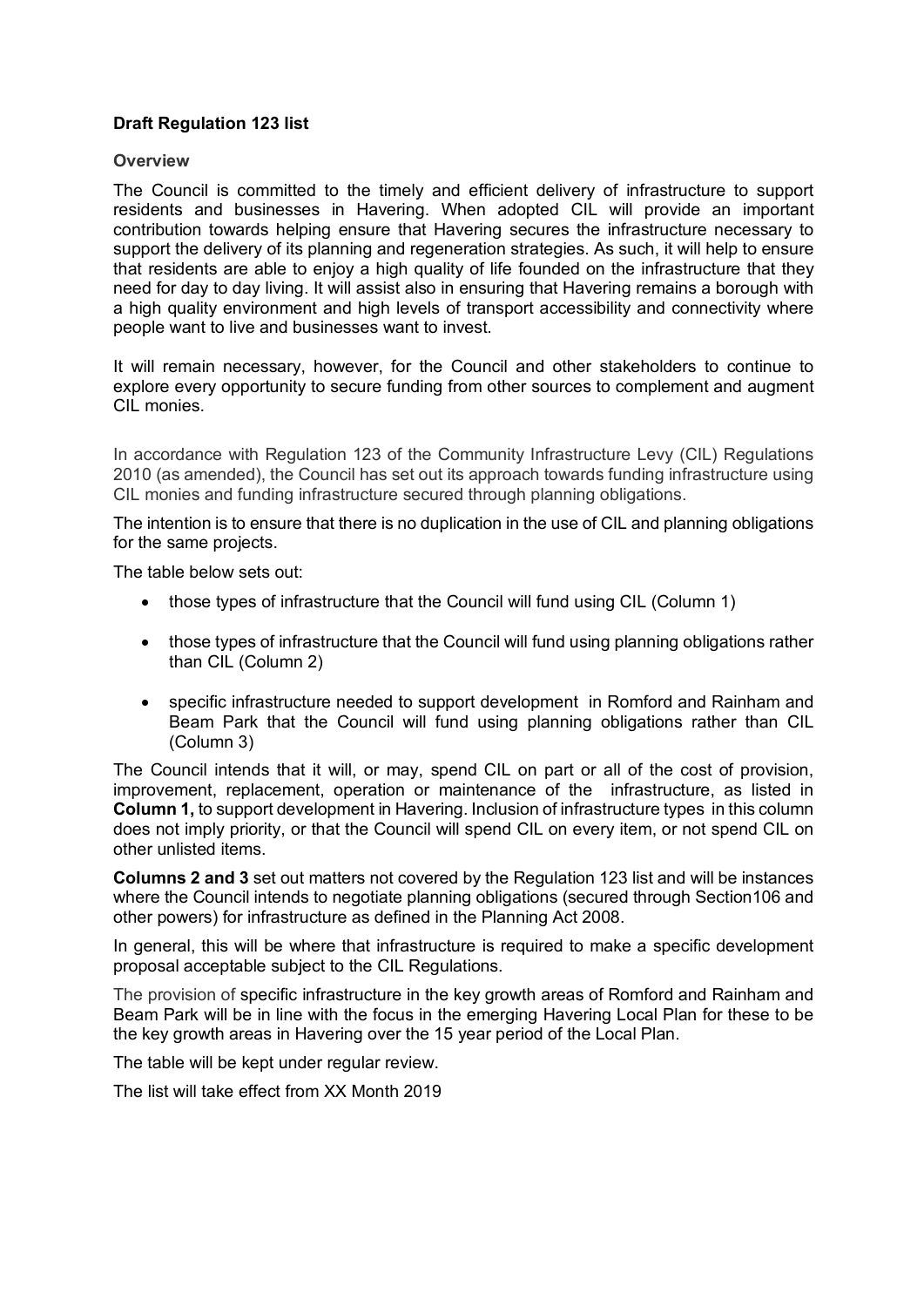**Draft Regulation 123 list**

**Overview**

The Council is committed to the timely and efficient delivery of infrastructure to support residents and businesses in Havering. When adopted CIL will provide an important contribution towards helping ensure that Havering secures the infrastructure necessary to support the delivery of its planning and regeneration strategies. As such, it will help to ensure that residents are able to enjoy a high quality of life founded on the infrastructure that they need for day to day living. It will assist also in ensuring that Havering remains a borough with a high quality environment and high levels of transport accessibility and connectivity where people want to live and businesses want to invest.

It will remain necessary, however, for the Council and other stakeholders to continue to explore every opportunity to secure funding from other sources to complement and augment CIL monies.

In accordance with Regulation 123 of the Community Infrastructure Levy (CIL) Regulations 2010 (as amended), the Council has set out its approach towards funding infrastructure using CIL monies and funding infrastructure secured through planning obligations.

The intention is to ensure that there is no duplication in the use of CIL and planning obligations for the same projects.

The table below sets out:

- those types of infrastructure that the Council will fund using CIL (Column 1)
- those types of infrastructure that the Council will fund using planning obligations rather than CIL (Column 2)
- specific infrastructure needed to support development in Romford and Rainham and Beam Park that the Council will fund using planning obligations rather than CIL (Column 3)

The Council intends that it will, or may, spend CIL on part or all of the cost of provision, improvement, replacement, operation or maintenance of the infrastructure, as listed in **Column 1,** to support development in Havering. Inclusion of infrastructure types in this column does not imply priority, or that the Council will spend CIL on every item, or not spend CIL on other unlisted items.

**Columns 2 and 3** set out matters not covered by the Regulation 123 list and will be instances where the Council intends to negotiate planning obligations (secured through Section106 and other powers) for infrastructure as defined in the Planning Act 2008.

In general, this will be where that infrastructure is required to make a specific development proposal acceptable subject to the CIL Regulations.

The provision of specific infrastructure in the key growth areas of Romford and Rainham and Beam Park will be in line with the focus in the emerging Havering Local Plan for these to be the key growth areas in Havering over the 15 year period of the Local Plan.

The table will be kept under regular review.

The list will take effect from XX Month 2019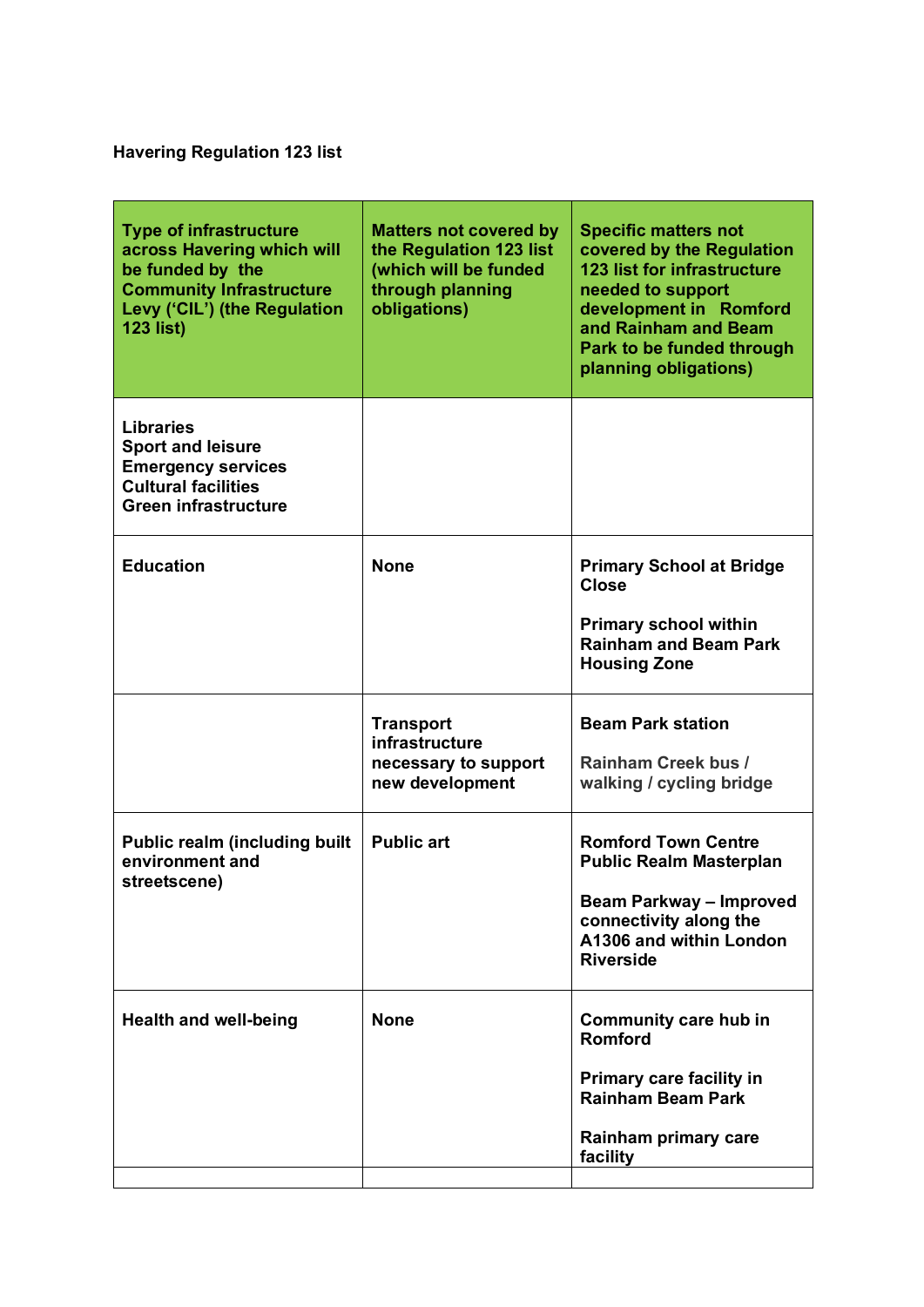**Havering Regulation 123 list**

| Type of infrastructure across Havering which will be funded by the Community Infrastructure Levy ('CIL') (the Regulation 123 list) | Matters not covered by the Regulation 123 list (which will be funded through planning obligations) | Specific matters not covered by the Regulation 123 list for infrastructure needed to support development in Romford and Rainham and Beam Park to be funded through planning obligations) |
|---|---|---|
| Libraries<br>Sport and leisure<br>Emergency services<br>Cultural facilities<br>Green infrastructure | | |
| Education | None | Primary School at Bridge Close<br><br>Primary school within Rainham and Beam Park Housing Zone |
| | Transport infrastructure necessary to support new development | Beam Park station<br><br>Rainham Creek bus / walking / cycling bridge |
| Public realm (including built environment and streetscene) | Public art | Romford Town Centre Public Realm Masterplan<br><br>Beam Parkway – Improved connectivity along the A1306 and within London Riverside |
| Health and well-being | None | Community care hub in Romford<br><br>Primary care facility in Rainham Beam Park<br><br>Rainham primary care facility |
| | | |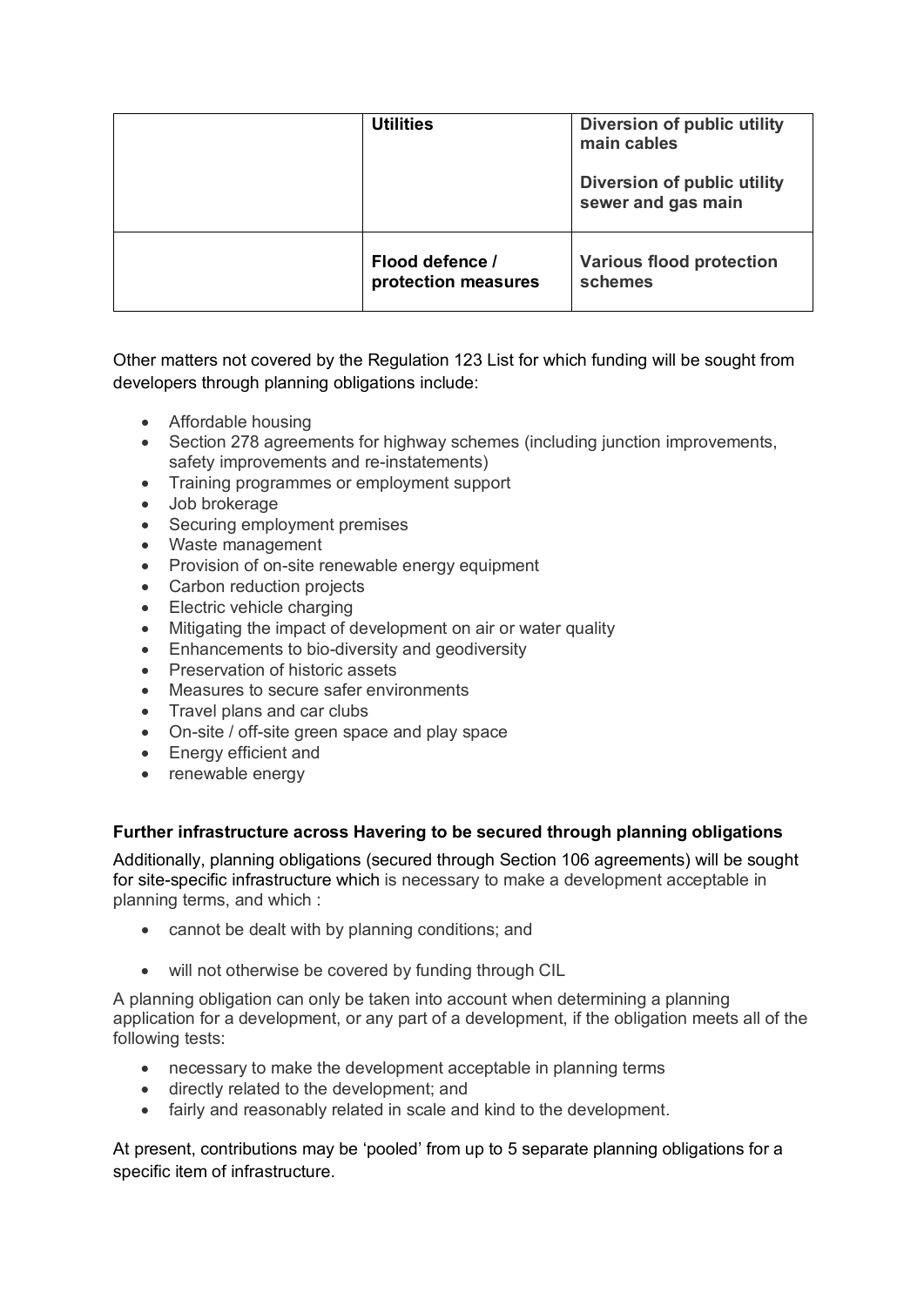| | | |
|---|---|---|
| | **Utilities** | **Diversion of public utility main cables**<br><br>**Diversion of public utility sewer and gas main** |
| | **Flood defence / protection measures** | **Various flood protection schemes** |

Other matters not covered by the Regulation 123 List for which funding will be sought from developers through planning obligations include:

- Affordable housing
- Section 278 agreements for highway schemes (including junction improvements, safety improvements and re-instatements)
- Training programmes or employment support
- Job brokerage
- Securing employment premises
- Waste management
- Provision of on-site renewable energy equipment
- Carbon reduction projects
- Electric vehicle charging
- Mitigating the impact of development on air or water quality
- Enhancements to bio-diversity and geodiversity
- Preservation of historic assets
- Measures to secure safer environments
- Travel plans and car clubs
- On-site / off-site green space and play space
- Energy efficient and
- renewable energy

**Further infrastructure across Havering to be secured through planning obligations**

Additionally, planning obligations (secured through Section 106 agreements) will be sought for site-specific infrastructure which is necessary to make a development acceptable in planning terms, and which :

- cannot be dealt with by planning conditions; and
- will not otherwise be covered by funding through CIL

A planning obligation can only be taken into account when determining a planning application for a development, or any part of a development, if the obligation meets all of the following tests:

- necessary to make the development acceptable in planning terms
- directly related to the development; and
- fairly and reasonably related in scale and kind to the development.

At present, contributions may be 'pooled' from up to 5 separate planning obligations for a specific item of infrastructure.